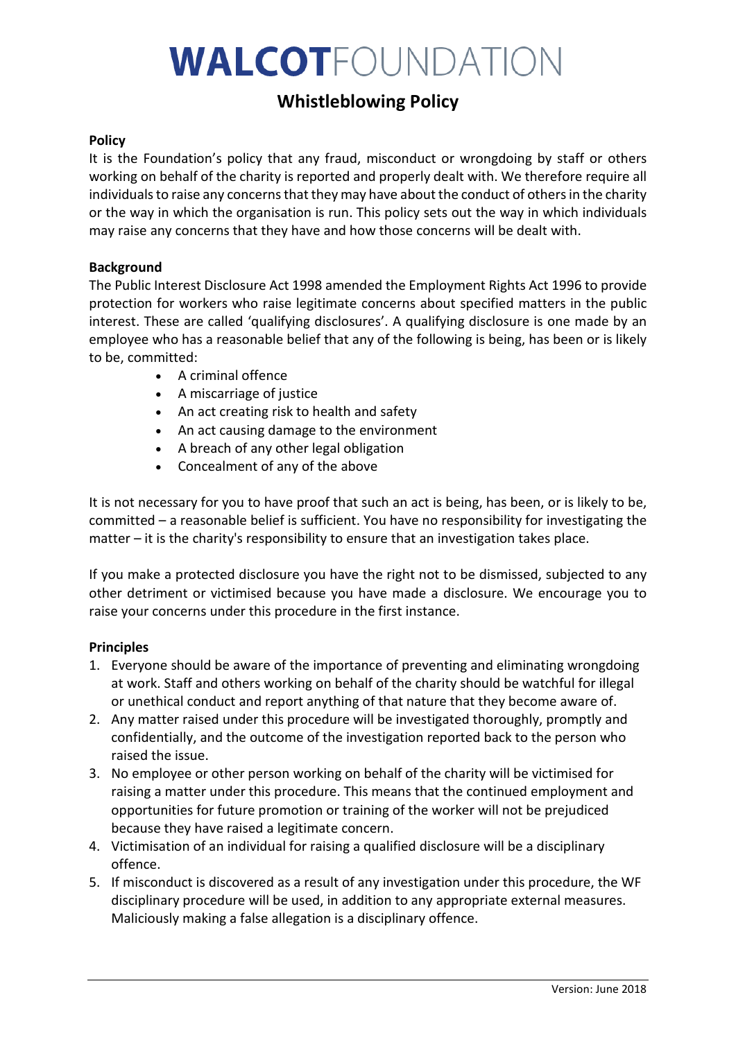# WALCOTFOUNDATION

## Whistleblowing Policy

**Policy**

It is the Foundation's policy that any fraud, misconduct or wrongdoing by staff or others working on behalf of the charity is reported and properly dealt with. We therefore require all individuals to raise any concerns that they may have about the conduct of others in the charity or the way in which the organisation is run. This policy sets out the way in which individuals may raise any concerns that they have and how those concerns will be dealt with.

**Background**

The Public Interest Disclosure Act 1998 amended the Employment Rights Act 1996 to provide protection for workers who raise legitimate concerns about specified matters in the public interest. These are called 'qualifying disclosures'. A qualifying disclosure is one made by an employee who has a reasonable belief that any of the following is being, has been or is likely to be, committed:

- A criminal offence
- A miscarriage of justice
- An act creating risk to health and safety
- An act causing damage to the environment
- A breach of any other legal obligation
- Concealment of any of the above

It is not necessary for you to have proof that such an act is being, has been, or is likely to be, committed – a reasonable belief is sufficient. You have no responsibility for investigating the matter – it is the charity's responsibility to ensure that an investigation takes place.

If you make a protected disclosure you have the right not to be dismissed, subjected to any other detriment or victimised because you have made a disclosure. We encourage you to raise your concerns under this procedure in the first instance.

**Principles**

1. Everyone should be aware of the importance of preventing and eliminating wrongdoing at work. Staff and others working on behalf of the charity should be watchful for illegal or unethical conduct and report anything of that nature that they become aware of.
2. Any matter raised under this procedure will be investigated thoroughly, promptly and confidentially, and the outcome of the investigation reported back to the person who raised the issue.
3. No employee or other person working on behalf of the charity will be victimised for raising a matter under this procedure. This means that the continued employment and opportunities for future promotion or training of the worker will not be prejudiced because they have raised a legitimate concern.
4. Victimisation of an individual for raising a qualified disclosure will be a disciplinary offence.
5. If misconduct is discovered as a result of any investigation under this procedure, the WF disciplinary procedure will be used, in addition to any appropriate external measures. Maliciously making a false allegation is a disciplinary offence.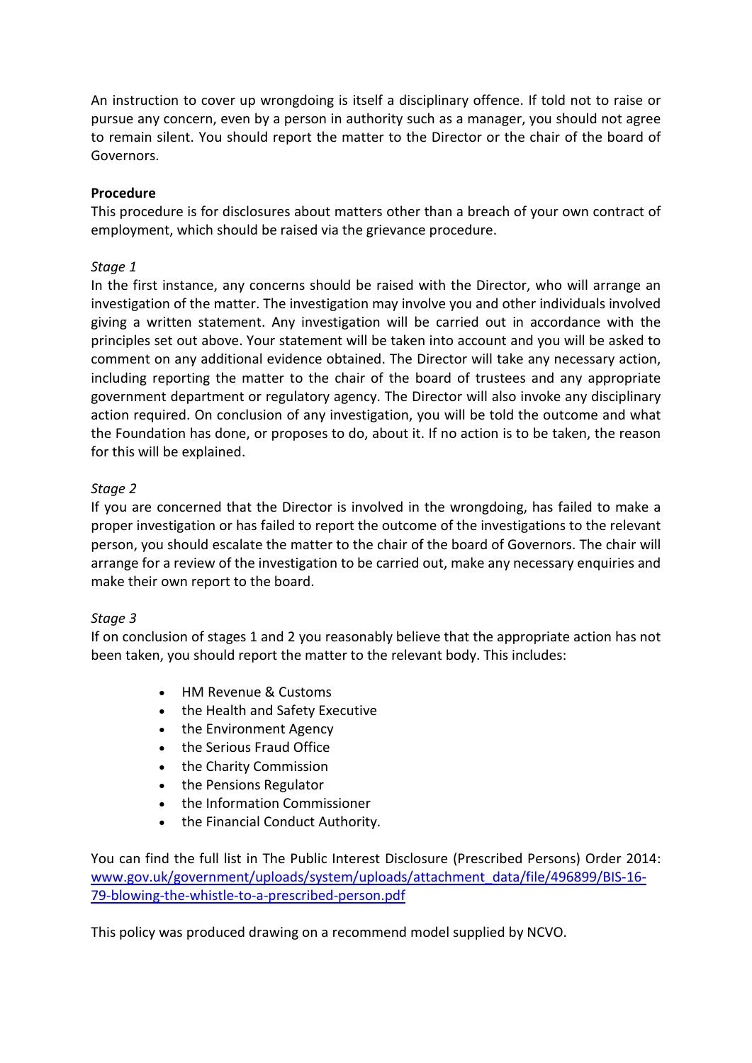An instruction to cover up wrongdoing is itself a disciplinary offence. If told not to raise or pursue any concern, even by a person in authority such as a manager, you should not agree to remain silent. You should report the matter to the Director or the chair of the board of Governors.

**Procedure**

This procedure is for disclosures about matters other than a breach of your own contract of employment, which should be raised via the grievance procedure.

*Stage 1*

In the first instance, any concerns should be raised with the Director, who will arrange an investigation of the matter. The investigation may involve you and other individuals involved giving a written statement. Any investigation will be carried out in accordance with the principles set out above. Your statement will be taken into account and you will be asked to comment on any additional evidence obtained. The Director will take any necessary action, including reporting the matter to the chair of the board of trustees and any appropriate government department or regulatory agency. The Director will also invoke any disciplinary action required. On conclusion of any investigation, you will be told the outcome and what the Foundation has done, or proposes to do, about it. If no action is to be taken, the reason for this will be explained.

*Stage 2*

If you are concerned that the Director is involved in the wrongdoing, has failed to make a proper investigation or has failed to report the outcome of the investigations to the relevant person, you should escalate the matter to the chair of the board of Governors. The chair will arrange for a review of the investigation to be carried out, make any necessary enquiries and make their own report to the board.

*Stage 3*

If on conclusion of stages 1 and 2 you reasonably believe that the appropriate action has not been taken, you should report the matter to the relevant body. This includes:

- HM Revenue & Customs
- the Health and Safety Executive
- the Environment Agency
- the Serious Fraud Office
- the Charity Commission
- the Pensions Regulator
- the Information Commissioner
- the Financial Conduct Authority.

You can find the full list in The Public Interest Disclosure (Prescribed Persons) Order 2014: [www.gov.uk/government/uploads/system/uploads/attachment_data/file/496899/BIS-16-79-blowing-the-whistle-to-a-prescribed-person.pdf](www.gov.uk/government/uploads/system/uploads/attachment_data/file/496899/BIS-16-79-blowing-the-whistle-to-a-prescribed-person.pdf)

This policy was produced drawing on a recommend model supplied by NCVO.